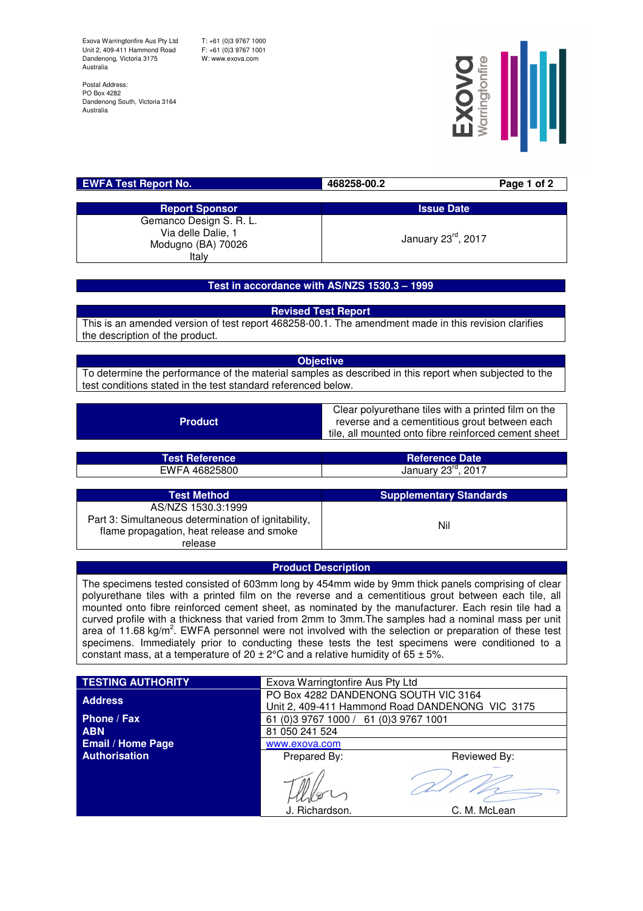Exova Warringtonfire Aus Pty Ltd
Unit 2, 409-411 Hammond Road
Dandenong, Victoria 3175
Australia

T: +61 (0)3 9767 1000
F: +61 (0)3 9767 1001
W: www.exova.com

Postal Address:
PO Box 4282
Dandenong South, Victoria 3164
Australia

| **EWFA Test Report No.** | 468258-00.2 |
|---|---|

| **Report Sponsor** | **Issue Date** |
|---|---|
| Gemanco Design S. R. L.<br>Via delle Dalie, 1<br>Modugno (BA) 70026<br>Italy | January 23rd, 2017 |

## Test in accordance with AS/NZS 1530.3 – 1999

### Revised Test Report

This is an amended version of test report 468258-00.1. The amendment made in this revision clarifies the description of the product.

### Objective

To determine the performance of the material samples as described in this report when subjected to the test conditions stated in the test standard referenced below.

| **Product** | Clear polyurethane tiles with a printed film on the reverse and a cementitious grout between each tile, all mounted onto fibre reinforced cement sheet |
|---|---|

| **Test Reference** | **Reference Date** |
|---|---|
| EWFA 46825800 | January 23rd, 2017 |

| **Test Method** | **Supplementary Standards** |
|---|---|
| AS/NZS 1530.3:1999<br>Part 3: Simultaneous determination of ignitability, flame propagation, heat release and smoke release | Nil |

### Product Description

The specimens tested consisted of 603mm long by 454mm wide by 9mm thick panels comprising of clear polyurethane tiles with a printed film on the reverse and a cementitious grout between each tile, all mounted onto fibre reinforced cement sheet, as nominated by the manufacturer. Each resin tile had a curved profile with a thickness that varied from 2mm to 3mm.The samples had a nominal mass per unit area of 11.68 kg/m$^2$. EWFA personnel were not involved with the selection or preparation of these test specimens. Immediately prior to conducting these tests the test specimens were conditioned to a constant mass, at a temperature of 20 ± 2°C and a relative humidity of 65 ± 5%.

| **TESTING AUTHORITY** | Exova Warringtonfire Aus Pty Ltd | |
|---|---|---|
| **Address** | PO Box 4282 DANDENONG SOUTH VIC 3164<br>Unit 2, 409-411 Hammond Road DANDENONG VIC 3175 | |
| **Phone / Fax** | 61 (0)3 9767 1000 / 61 (0)3 9767 1001 | |
| **ABN** | 81 050 241 524 | |
| **Email / Home Page** | www.exova.com | |
| **Authorisation** | Prepared By:<br><br>J. Richardson. | Reviewed By:<br><br>C. M. McLean |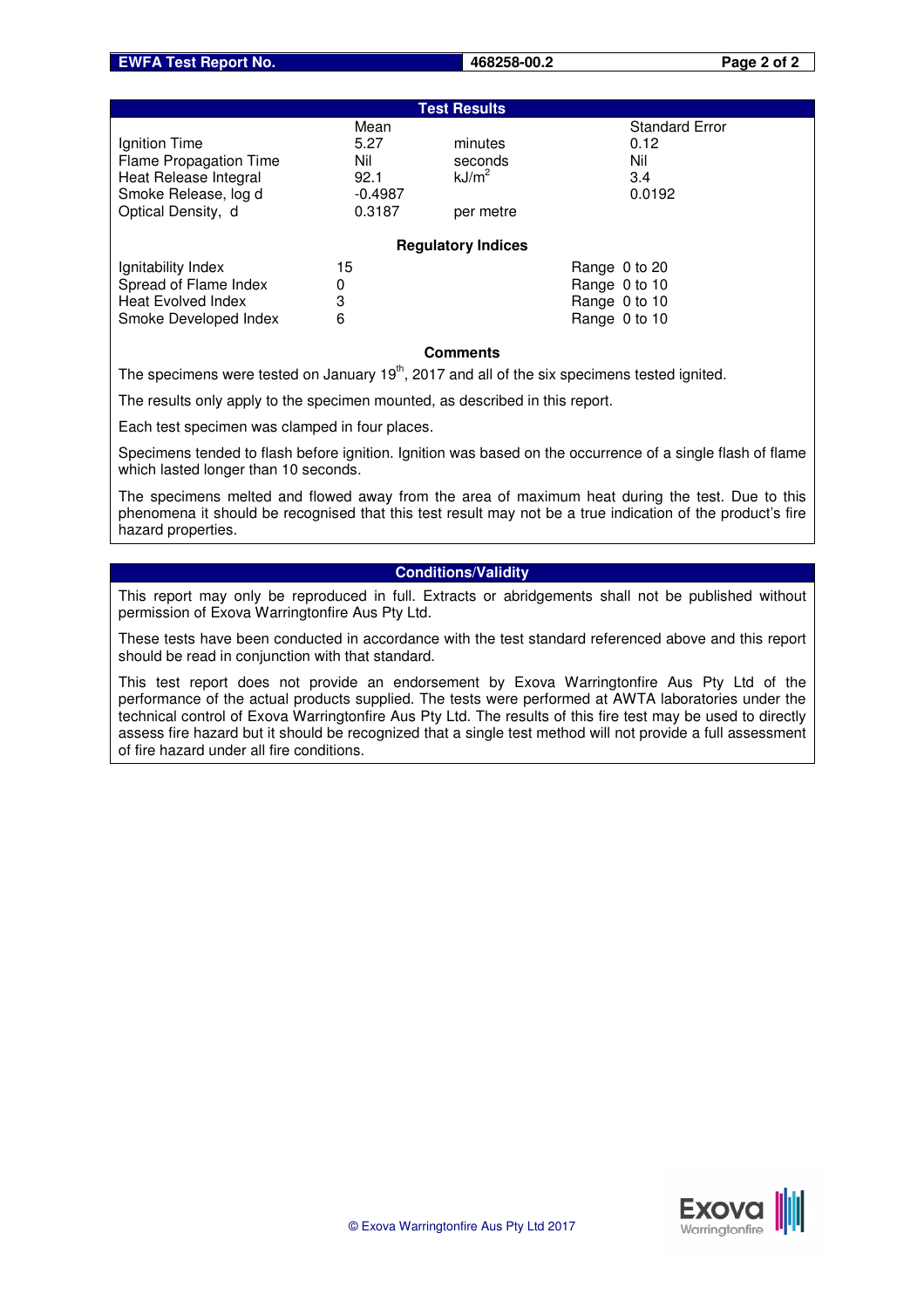## Test Results

| | Mean | | Standard Error |
|---|---|---|---|
| Ignition Time | 5.27 | minutes | 0.12 |
| Flame Propagation Time | Nil | seconds | Nil |
| Heat Release Integral | 92.1 | $kJ/m^2$ | 3.4 |
| Smoke Release, log d | -0.4987 | | 0.0192 |
| Optical Density, d | 0.3187 | per metre | |

### Regulatory Indices

| | | |
|---|---|---|
| Ignitability Index | 15 | Range 0 to 20 |
| Spread of Flame Index | 0 | Range 0 to 10 |
| Heat Evolved Index | 3 | Range 0 to 10 |
| Smoke Developed Index | 6 | Range 0 to 10 |

### Comments

The specimens were tested on January 19th, 2017 and all of the six specimens tested ignited.

The results only apply to the specimen mounted, as described in this report.

Each test specimen was clamped in four places.

Specimens tended to flash before ignition. Ignition was based on the occurrence of a single flash of flame which lasted longer than 10 seconds.

The specimens melted and flowed away from the area of maximum heat during the test. Due to this phenomena it should be recognised that this test result may not be a true indication of the product's fire hazard properties.

## Conditions/Validity

This report may only be reproduced in full. Extracts or abridgements shall not be published without permission of Exova Warringtonfire Aus Pty Ltd.

These tests have been conducted in accordance with the test standard referenced above and this report should be read in conjunction with that standard.

This test report does not provide an endorsement by Exova Warringtonfire Aus Pty Ltd of the performance of the actual products supplied. The tests were performed at AWTA laboratories under the technical control of Exova Warringtonfire Aus Pty Ltd. The results of this fire test may be used to directly assess fire hazard but it should be recognized that a single test method will not provide a full assessment of fire hazard under all fire conditions.

© Exova Warringtonfire Aus Pty Ltd 2017